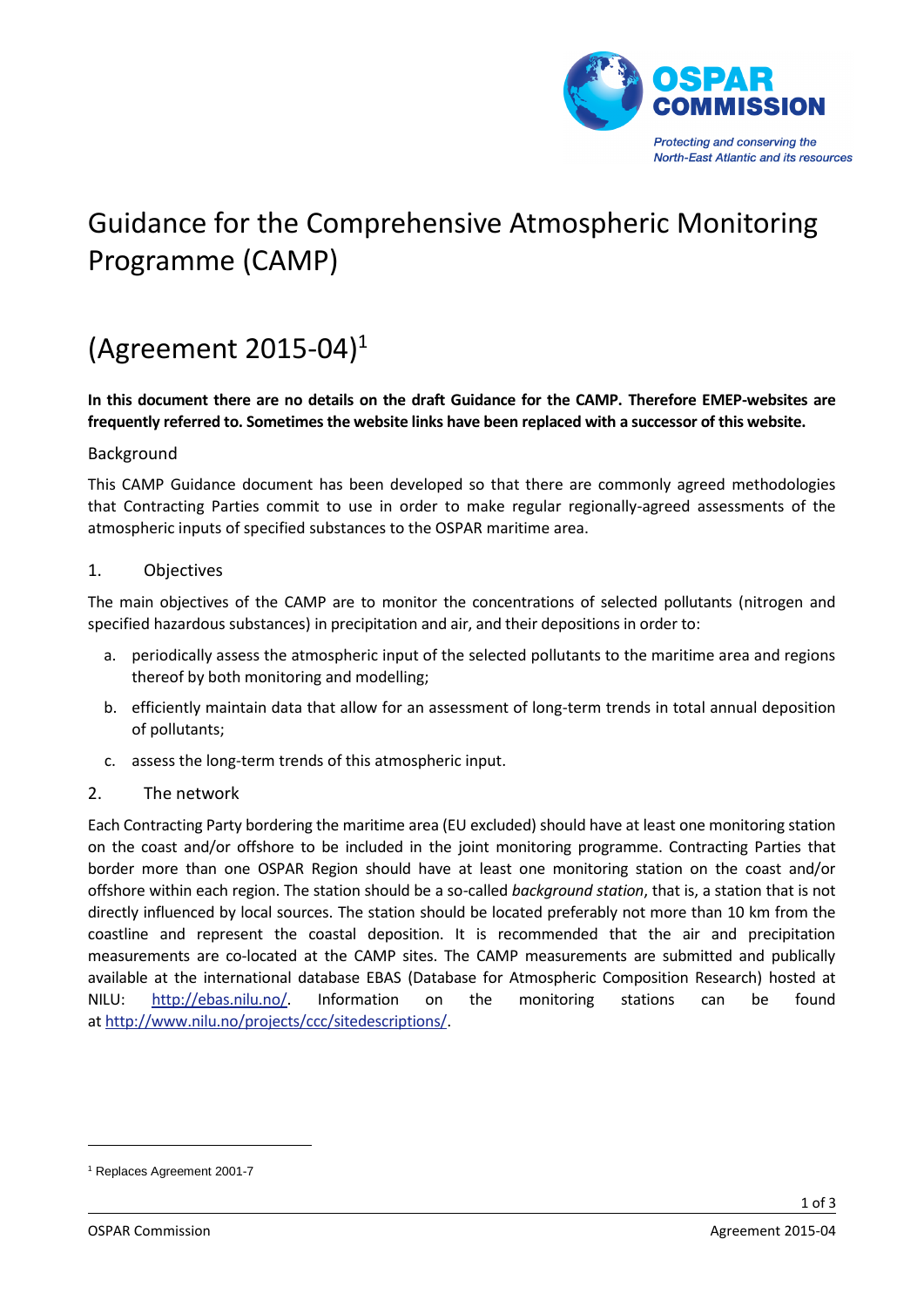OSPAR COMMISSION

Protecting and conserving the North-East Atlantic and its resources

# Guidance for the Comprehensive Atmospheric Monitoring Programme (CAMP)

# (Agreement 2015-04)[1]

**In this document there are no details on the draft Guidance for the CAMP. Therefore EMEP-websites are frequently referred to. Sometimes the website links have been replaced with a successor of this website.**

## Background

This CAMP Guidance document has been developed so that there are commonly agreed methodologies that Contracting Parties commit to use in order to make regular regionally-agreed assessments of the atmospheric inputs of specified substances to the OSPAR maritime area.

## 1. Objectives

The main objectives of the CAMP are to monitor the concentrations of selected pollutants (nitrogen and specified hazardous substances) in precipitation and air, and their depositions in order to:

a. periodically assess the atmospheric input of the selected pollutants to the maritime area and regions thereof by both monitoring and modelling;

b. efficiently maintain data that allow for an assessment of long-term trends in total annual deposition of pollutants;

c. assess the long-term trends of this atmospheric input.

## 2. The network

Each Contracting Party bordering the maritime area (EU excluded) should have at least one monitoring station on the coast and/or offshore to be included in the joint monitoring programme. Contracting Parties that border more than one OSPAR Region should have at least one monitoring station on the coast and/or offshore within each region. The station should be a so-called *background station*, that is, a station that is not directly influenced by local sources. The station should be located preferably not more than 10 km from the coastline and represent the coastal deposition. It is recommended that the air and precipitation measurements are co-located at the CAMP sites. The CAMP measurements are submitted and publically available at the international database EBAS (Database for Atmospheric Composition Research) hosted at NILU: http://ebas.nilu.no/. Information on the monitoring stations can be found at http://www.nilu.no/projects/ccc/sitedescriptions/.

[1] Replaces Agreement 2001-7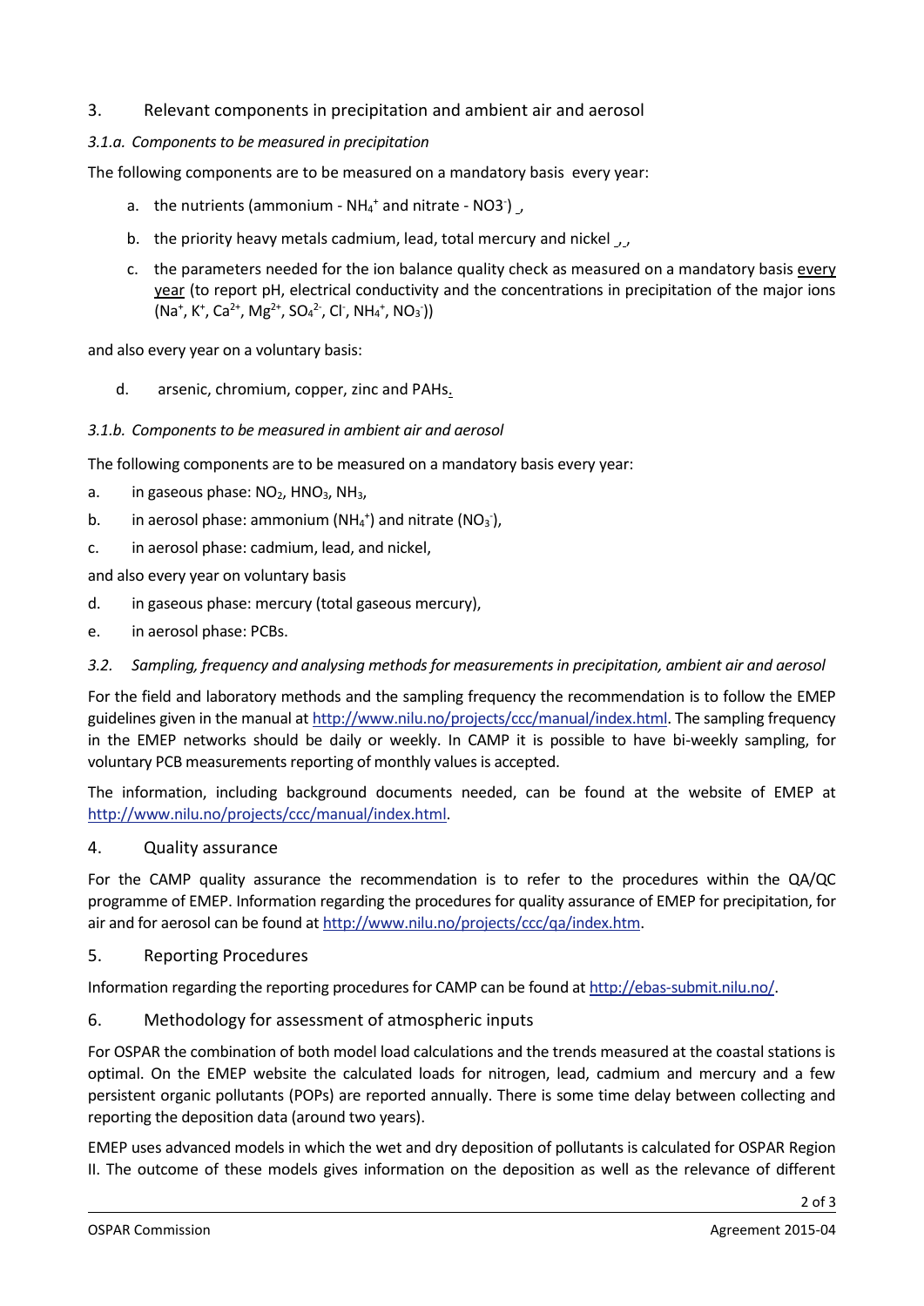## 3. Relevant components in precipitation and ambient air and aerosol

### *3.1.a. Components to be measured in precipitation*

The following components are to be measured on a mandatory basis every year:

a. the nutrients (ammonium - $NH_4^+$ and nitrate - $NO3^-$) ,

b. the priority heavy metals cadmium, lead, total mercury and nickel , ,

c. the parameters needed for the ion balance quality check as measured on a mandatory basis every year (to report pH, electrical conductivity and the concentrations in precipitation of the major ions ($Na^+$, $K^+$, $Ca^{2+}$, $Mg^{2+}$, $SO_4^{2-}$, $Cl^-$, $NH_4^+$, $NO_3^-$))

and also every year on a voluntary basis:

d. arsenic, chromium, copper, zinc and PAHs.

### *3.1.b. Components to be measured in ambient air and aerosol*

The following components are to be measured on a mandatory basis every year:

a. in gaseous phase: $NO_2$, $HNO_3$, $NH_3$,

b. in aerosol phase: ammonium ($NH_4^+$) and nitrate ($NO_3^-$),

c. in aerosol phase: cadmium, lead, and nickel,

and also every year on voluntary basis

d. in gaseous phase: mercury (total gaseous mercury),

e. in aerosol phase: PCBs.

### *3.2. Sampling, frequency and analysing methods for measurements in precipitation, ambient air and aerosol*

For the field and laboratory methods and the sampling frequency the recommendation is to follow the EMEP guidelines given in the manual at http://www.nilu.no/projects/ccc/manual/index.html. The sampling frequency in the EMEP networks should be daily or weekly. In CAMP it is possible to have bi-weekly sampling, for voluntary PCB measurements reporting of monthly values is accepted.

The information, including background documents needed, can be found at the website of EMEP at http://www.nilu.no/projects/ccc/manual/index.html.

## 4. Quality assurance

For the CAMP quality assurance the recommendation is to refer to the procedures within the QA/QC programme of EMEP. Information regarding the procedures for quality assurance of EMEP for precipitation, for air and for aerosol can be found at http://www.nilu.no/projects/ccc/qa/index.htm.

## 5. Reporting Procedures

Information regarding the reporting procedures for CAMP can be found at http://ebas-submit.nilu.no/.

## 6. Methodology for assessment of atmospheric inputs

For OSPAR the combination of both model load calculations and the trends measured at the coastal stations is optimal. On the EMEP website the calculated loads for nitrogen, lead, cadmium and mercury and a few persistent organic pollutants (POPs) are reported annually. There is some time delay between collecting and reporting the deposition data (around two years).

EMEP uses advanced models in which the wet and dry deposition of pollutants is calculated for OSPAR Region II. The outcome of these models gives information on the deposition as well as the relevance of different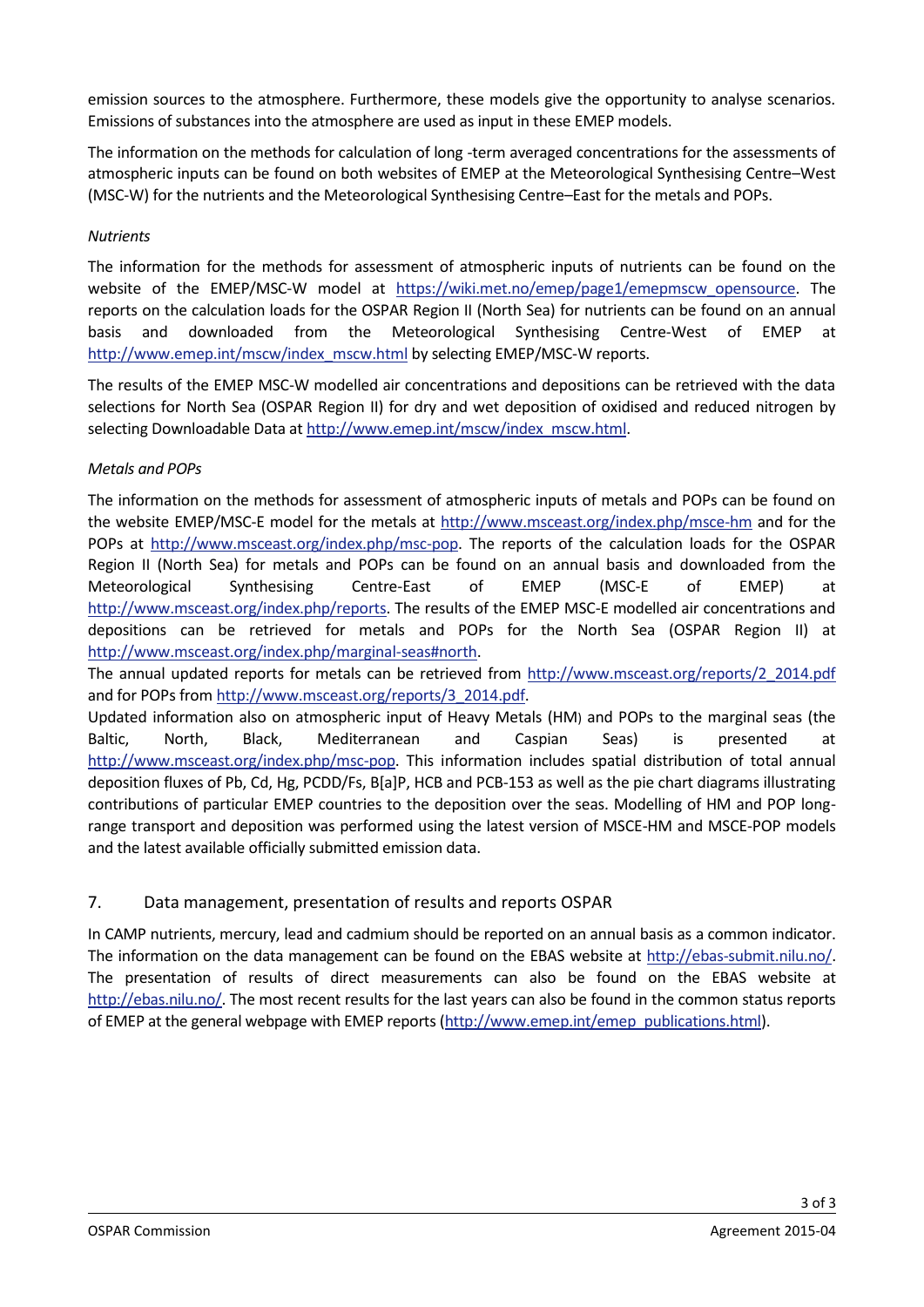emission sources to the atmosphere. Furthermore, these models give the opportunity to analyse scenarios. Emissions of substances into the atmosphere are used as input in these EMEP models.

The information on the methods for calculation of long -term averaged concentrations for the assessments of atmospheric inputs can be found on both websites of EMEP at the Meteorological Synthesising Centre–West (MSC-W) for the nutrients and the Meteorological Synthesising Centre–East for the metals and POPs.

*Nutrients*

The information for the methods for assessment of atmospheric inputs of nutrients can be found on the website of the EMEP/MSC-W model at https://wiki.met.no/emep/page1/emepmscw_opensource. The reports on the calculation loads for the OSPAR Region II (North Sea) for nutrients can be found on an annual basis and downloaded from the Meteorological Synthesising Centre-West of EMEP at http://www.emep.int/mscw/index_mscw.html by selecting EMEP/MSC-W reports.

The results of the EMEP MSC-W modelled air concentrations and depositions can be retrieved with the data selections for North Sea (OSPAR Region II) for dry and wet deposition of oxidised and reduced nitrogen by selecting Downloadable Data at http://www.emep.int/mscw/index_mscw.html.

*Metals and POPs*

The information on the methods for assessment of atmospheric inputs of metals and POPs can be found on the website EMEP/MSC-E model for the metals at http://www.msceast.org/index.php/msce-hm and for the POPs at http://www.msceast.org/index.php/msc-pop. The reports of the calculation loads for the OSPAR Region II (North Sea) for metals and POPs can be found on an annual basis and downloaded from the Meteorological Synthesising Centre-East of EMEP (MSC-E of EMEP) at http://www.msceast.org/index.php/reports. The results of the EMEP MSC-E modelled air concentrations and depositions can be retrieved for metals and POPs for the North Sea (OSPAR Region II) at http://www.msceast.org/index.php/marginal-seas#north.

The annual updated reports for metals can be retrieved from http://www.msceast.org/reports/2_2014.pdf and for POPs from http://www.msceast.org/reports/3_2014.pdf.

Updated information also on atmospheric input of Heavy Metals (HM) and POPs to the marginal seas (the Baltic, North, Black, Mediterranean and Caspian Seas) is presented at http://www.msceast.org/index.php/msc-pop. This information includes spatial distribution of total annual deposition fluxes of Pb, Cd, Hg, PCDD/Fs, B[a]P, HCB and PCB-153 as well as the pie chart diagrams illustrating contributions of particular EMEP countries to the deposition over the seas. Modelling of HM and POP long-range transport and deposition was performed using the latest version of MSCE-HM and MSCE-POP models and the latest available officially submitted emission data.

## 7. Data management, presentation of results and reports OSPAR

In CAMP nutrients, mercury, lead and cadmium should be reported on an annual basis as a common indicator. The information on the data management can be found on the EBAS website at http://ebas-submit.nilu.no/. The presentation of results of direct measurements can also be found on the EBAS website at http://ebas.nilu.no/. The most recent results for the last years can also be found in the common status reports of EMEP at the general webpage with EMEP reports (http://www.emep.int/emep_publications.html).